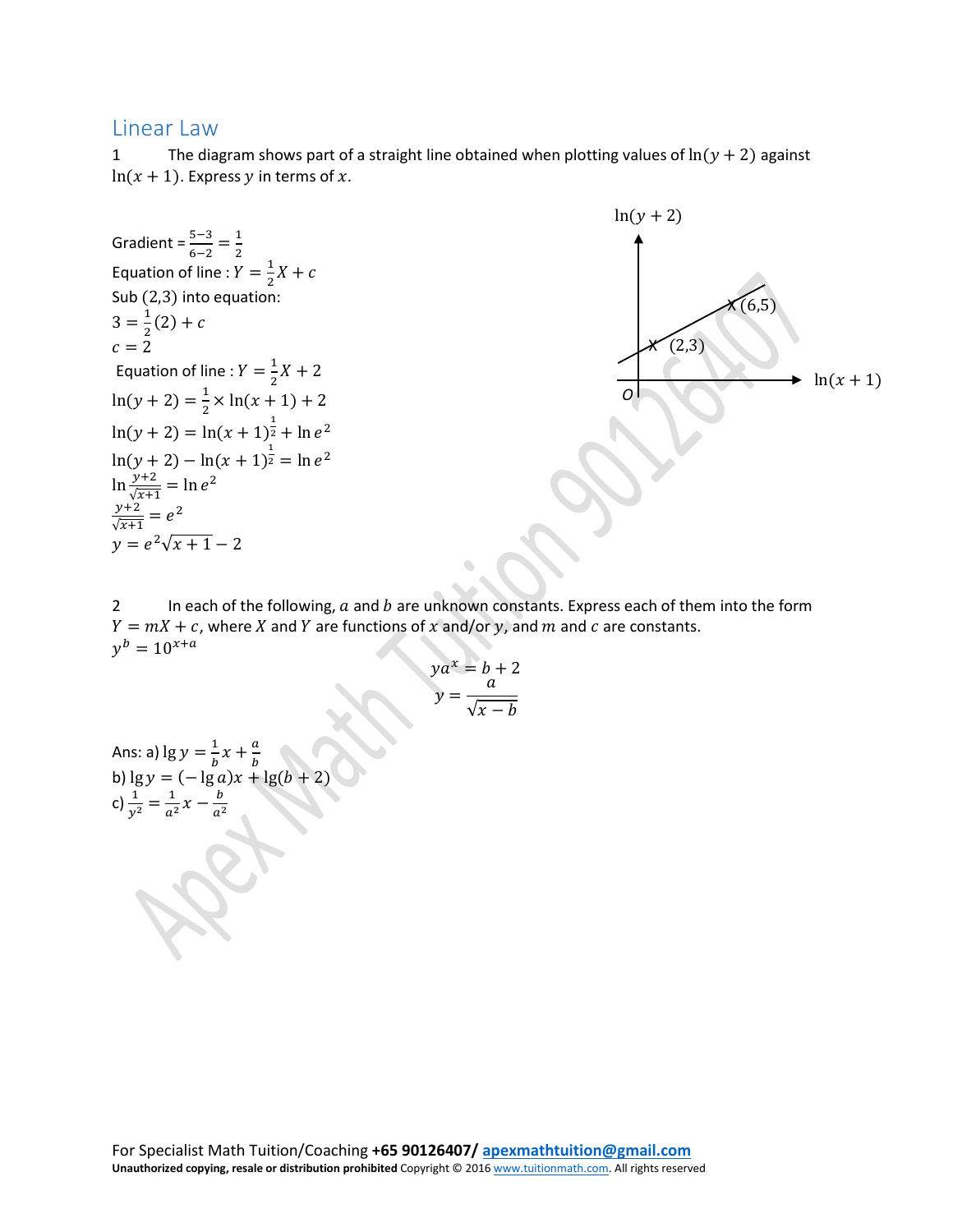## Linear Law

1 The diagram shows part of a straight line obtained when plotting values of $\ln(y+2)$ against $\ln(x+1)$. Express $y$ in terms of $x$.

Gradient = $\frac{5-3}{6-2} = \frac{1}{2}$

Equation of line : $Y = \frac{1}{2}X + c$

Sub $(2,3)$ into equation:

$3 = \frac{1}{2}(2) + c$

$c = 2$

Equation of line : $Y = \frac{1}{2}X + 2$

$\ln(y+2) = \frac{1}{2} \times \ln(x+1) + 2$

$\ln(y+2) = \ln(x+1)^{\frac{1}{2}} + \ln e^2$

$\ln(y+2) - \ln(x+1)^{\frac{1}{2}} = \ln e^2$

$\ln \frac{y+2}{\sqrt{x+1}} = \ln e^2$

$\frac{y+2}{\sqrt{x+1}} = e^2$

$y = e^2\sqrt{x+1} - 2$

2 In each of the following, $a$ and $b$ are unknown constants. Express each of them into the form $Y = mX + c$, where $X$ and $Y$ are functions of $x$ and/or $y$, and $m$ and $c$ are constants.

$y^b = 10^{x+a}$

$ya^x = b + 2$

$y = \frac{a}{\sqrt{x-b}}$

Ans: a) $\lg y = \frac{1}{b}x + \frac{a}{b}$

b) $\lg y = (-\lg a)x + \lg(b+2)$

c) $\frac{1}{y^2} = \frac{1}{a^2}x - \frac{b}{a^2}$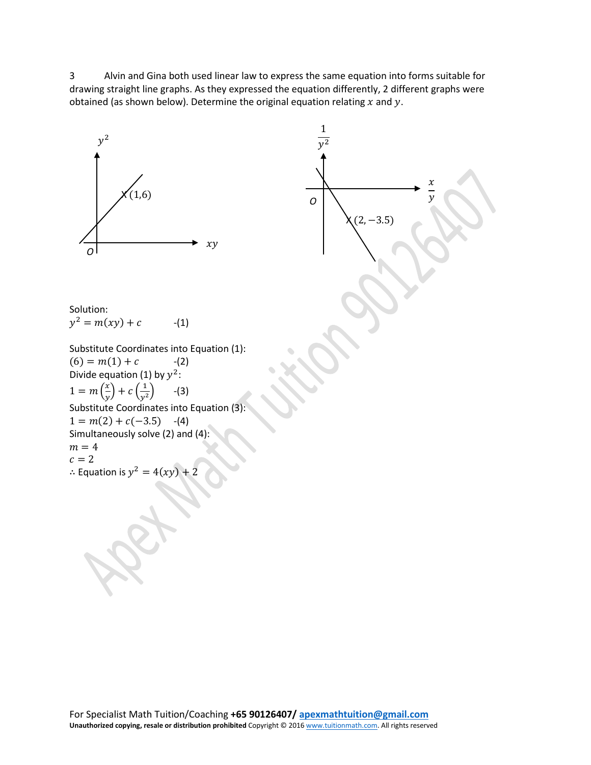3 Alvin and Gina both used linear law to express the same equation into forms suitable for drawing straight line graphs. As they expressed the equation differently, 2 different graphs were obtained (as shown below). Determine the original equation relating $x$ and $y$.

$y^2$

$(1,6)$

$O$

$xy$

$\frac{1}{y^2}$

$O$

$\frac{x}{y}$

$(2,-3.5)$

Solution:

$y^2 = m(xy) + c$ -(1)

Substitute Coordinates into Equation (1):

$(6) = m(1) + c$ -(2)

Divide equation (1) by $y^2$:

$1 = m\left(\frac{x}{y}\right) + c\left(\frac{1}{y^2}\right)$ -(3)

Substitute Coordinates into Equation (3):

$1 = m(2) + c(-3.5)$ -(4)

Simultaneously solve (2) and (4):

$m = 4$

$c = 2$

$\therefore$ Equation is $y^2 = 4(xy) + 2$

For Specialist Math Tuition/Coaching **+65 90126407/** apexmathtuition@gmail.com

**Unauthorized copying, resale or distribution prohibited** Copyright © 2016 www.tuitionmath.com. All rights reserved